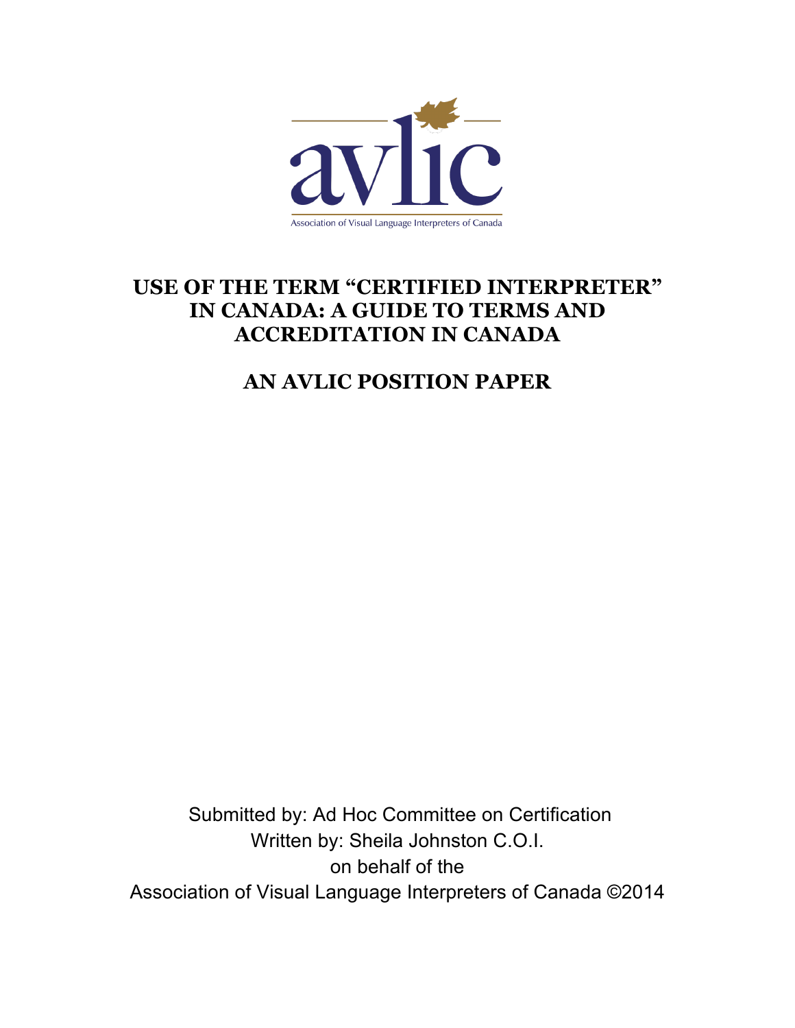avlic

Association of Visual Language Interpreters of Canada

# USE OF THE TERM "CERTIFIED INTERPRETER" IN CANADA: A GUIDE TO TERMS AND ACCREDITATION IN CANADA

## AN AVLIC POSITION PAPER

Submitted by: Ad Hoc Committee on Certification
Written by: Sheila Johnston C.O.I.
on behalf of the
Association of Visual Language Interpreters of Canada ©2014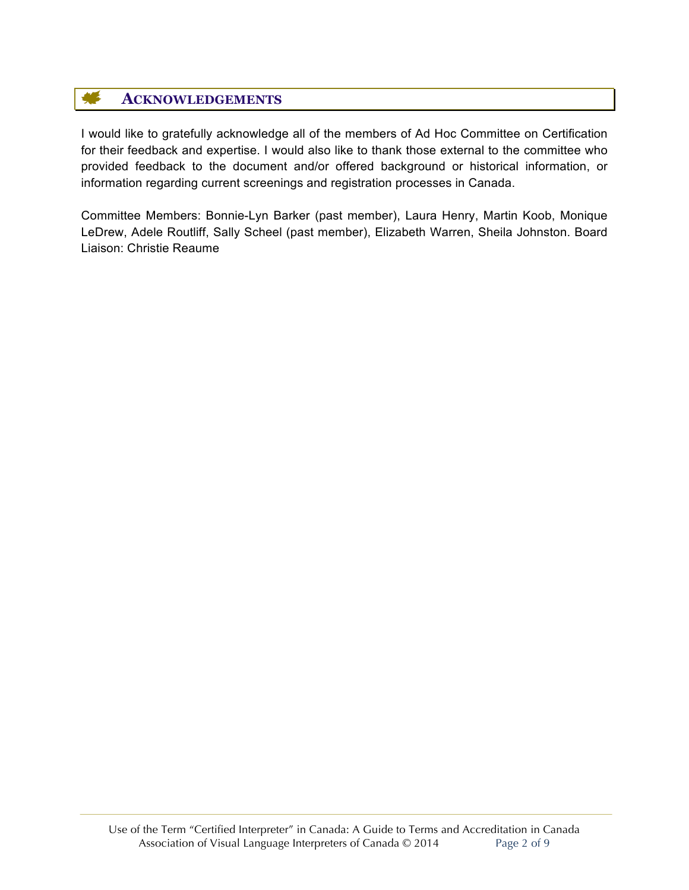## Acknowledgements

I would like to gratefully acknowledge all of the members of Ad Hoc Committee on Certification for their feedback and expertise. I would also like to thank those external to the committee who provided feedback to the document and/or offered background or historical information, or information regarding current screenings and registration processes in Canada.

Committee Members: Bonnie-Lyn Barker (past member), Laura Henry, Martin Koob, Monique LeDrew, Adele Routliff, Sally Scheel (past member), Elizabeth Warren, Sheila Johnston. Board Liaison: Christie Reaume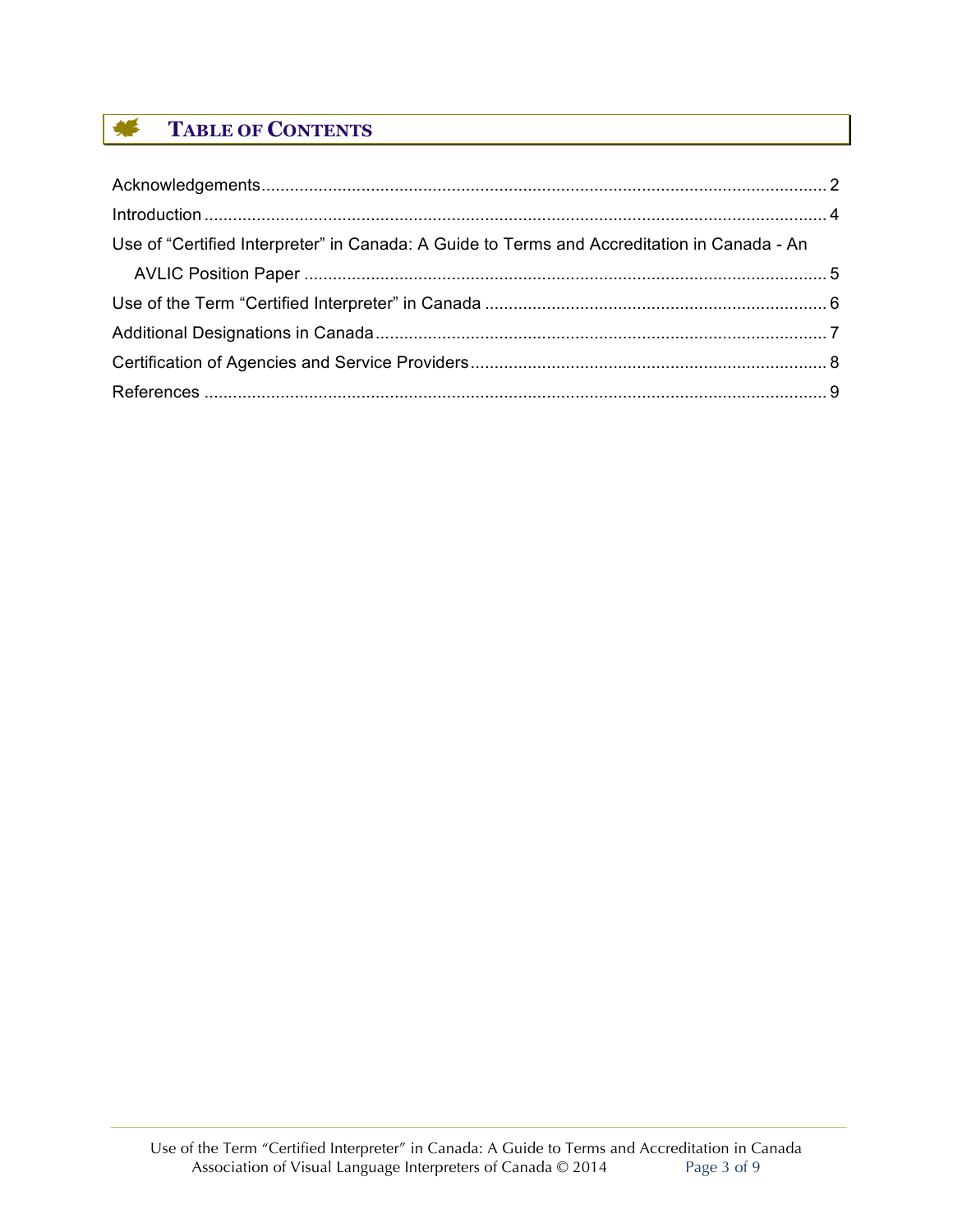# Table of Contents

Acknowledgements........................................................................................................ 2

Introduction .................................................................................................................. 4

Use of "Certified Interpreter" in Canada: A Guide to Terms and Accreditation in Canada - An AVLIC Position Paper ................................................................................................ 5

Use of the Term "Certified Interpreter" in Canada ........................................................ 6

Additional Designations in Canada ............................................................................... 7

Certification of Agencies and Service Providers ........................................................... 8

References .................................................................................................................. 9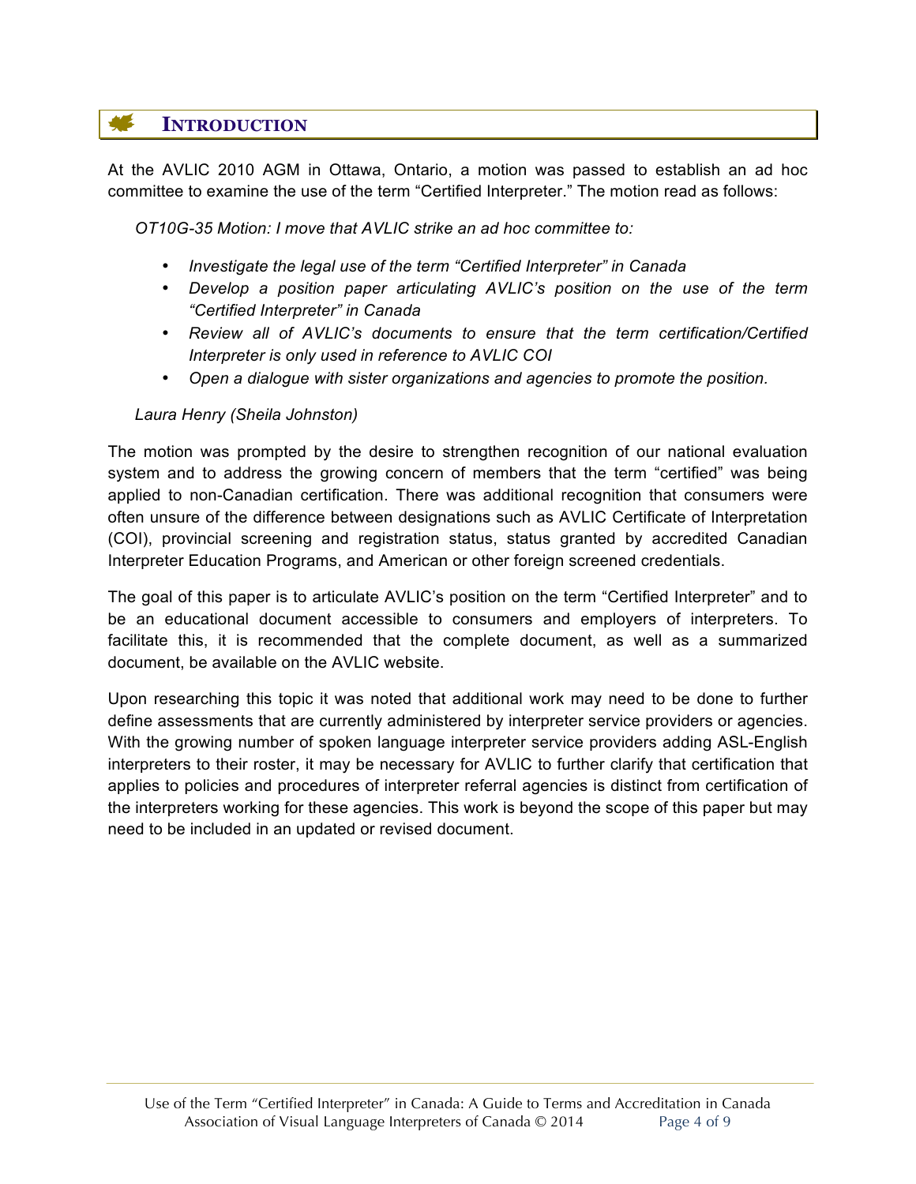## INTRODUCTION

At the AVLIC 2010 AGM in Ottawa, Ontario, a motion was passed to establish an ad hoc committee to examine the use of the term "Certified Interpreter." The motion read as follows:

*OT10G-35 Motion: I move that AVLIC strike an ad hoc committee to:*

- *Investigate the legal use of the term "Certified Interpreter" in Canada*
- *Develop a position paper articulating AVLIC's position on the use of the term "Certified Interpreter" in Canada*
- *Review all of AVLIC's documents to ensure that the term certification/Certified Interpreter is only used in reference to AVLIC COI*
- *Open a dialogue with sister organizations and agencies to promote the position.*

*Laura Henry (Sheila Johnston)*

The motion was prompted by the desire to strengthen recognition of our national evaluation system and to address the growing concern of members that the term "certified" was being applied to non-Canadian certification. There was additional recognition that consumers were often unsure of the difference between designations such as AVLIC Certificate of Interpretation (COI), provincial screening and registration status, status granted by accredited Canadian Interpreter Education Programs, and American or other foreign screened credentials.

The goal of this paper is to articulate AVLIC's position on the term "Certified Interpreter" and to be an educational document accessible to consumers and employers of interpreters. To facilitate this, it is recommended that the complete document, as well as a summarized document, be available on the AVLIC website.

Upon researching this topic it was noted that additional work may need to be done to further define assessments that are currently administered by interpreter service providers or agencies. With the growing number of spoken language interpreter service providers adding ASL-English interpreters to their roster, it may be necessary for AVLIC to further clarify that certification that applies to policies and procedures of interpreter referral agencies is distinct from certification of the interpreters working for these agencies. This work is beyond the scope of this paper but may need to be included in an updated or revised document.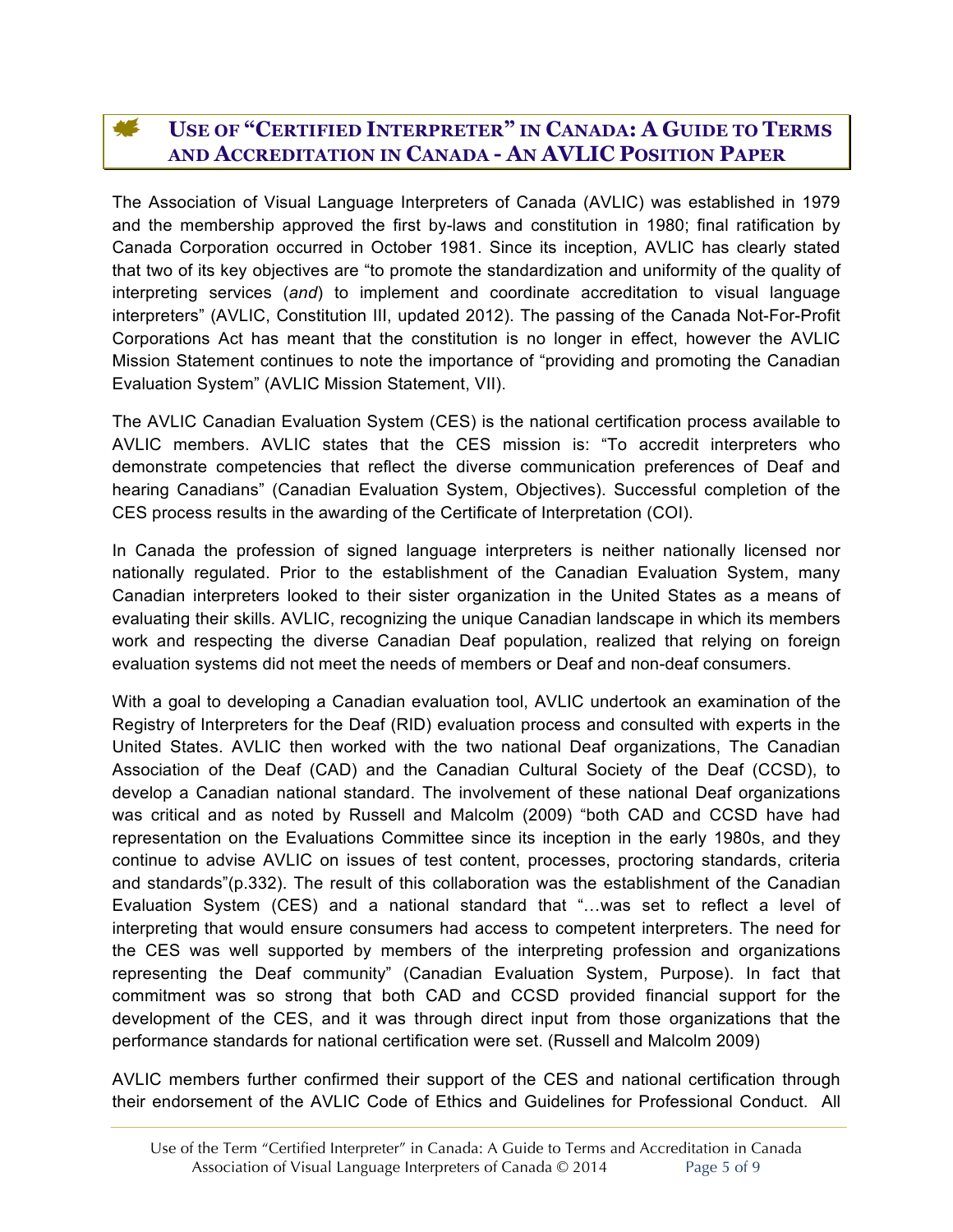## Use of "Certified Interpreter" in Canada: A Guide to Terms and Accreditation in Canada - An AVLIC Position Paper

The Association of Visual Language Interpreters of Canada (AVLIC) was established in 1979 and the membership approved the first by-laws and constitution in 1980; final ratification by Canada Corporation occurred in October 1981. Since its inception, AVLIC has clearly stated that two of its key objectives are "to promote the standardization and uniformity of the quality of interpreting services (*and*) to implement and coordinate accreditation to visual language interpreters" (AVLIC, Constitution III, updated 2012). The passing of the Canada Not-For-Profit Corporations Act has meant that the constitution is no longer in effect, however the AVLIC Mission Statement continues to note the importance of "providing and promoting the Canadian Evaluation System" (AVLIC Mission Statement, VII).

The AVLIC Canadian Evaluation System (CES) is the national certification process available to AVLIC members. AVLIC states that the CES mission is: "To accredit interpreters who demonstrate competencies that reflect the diverse communication preferences of Deaf and hearing Canadians" (Canadian Evaluation System, Objectives). Successful completion of the CES process results in the awarding of the Certificate of Interpretation (COI).

In Canada the profession of signed language interpreters is neither nationally licensed nor nationally regulated. Prior to the establishment of the Canadian Evaluation System, many Canadian interpreters looked to their sister organization in the United States as a means of evaluating their skills. AVLIC, recognizing the unique Canadian landscape in which its members work and respecting the diverse Canadian Deaf population, realized that relying on foreign evaluation systems did not meet the needs of members or Deaf and non-deaf consumers.

With a goal to developing a Canadian evaluation tool, AVLIC undertook an examination of the Registry of Interpreters for the Deaf (RID) evaluation process and consulted with experts in the United States. AVLIC then worked with the two national Deaf organizations, The Canadian Association of the Deaf (CAD) and the Canadian Cultural Society of the Deaf (CCSD), to develop a Canadian national standard. The involvement of these national Deaf organizations was critical and as noted by Russell and Malcolm (2009) "both CAD and CCSD have had representation on the Evaluations Committee since its inception in the early 1980s, and they continue to advise AVLIC on issues of test content, processes, proctoring standards, criteria and standards"(p.332). The result of this collaboration was the establishment of the Canadian Evaluation System (CES) and a national standard that "…was set to reflect a level of interpreting that would ensure consumers had access to competent interpreters. The need for the CES was well supported by members of the interpreting profession and organizations representing the Deaf community" (Canadian Evaluation System, Purpose). In fact that commitment was so strong that both CAD and CCSD provided financial support for the development of the CES, and it was through direct input from those organizations that the performance standards for national certification were set. (Russell and Malcolm 2009)

AVLIC members further confirmed their support of the CES and national certification through their endorsement of the AVLIC Code of Ethics and Guidelines for Professional Conduct. All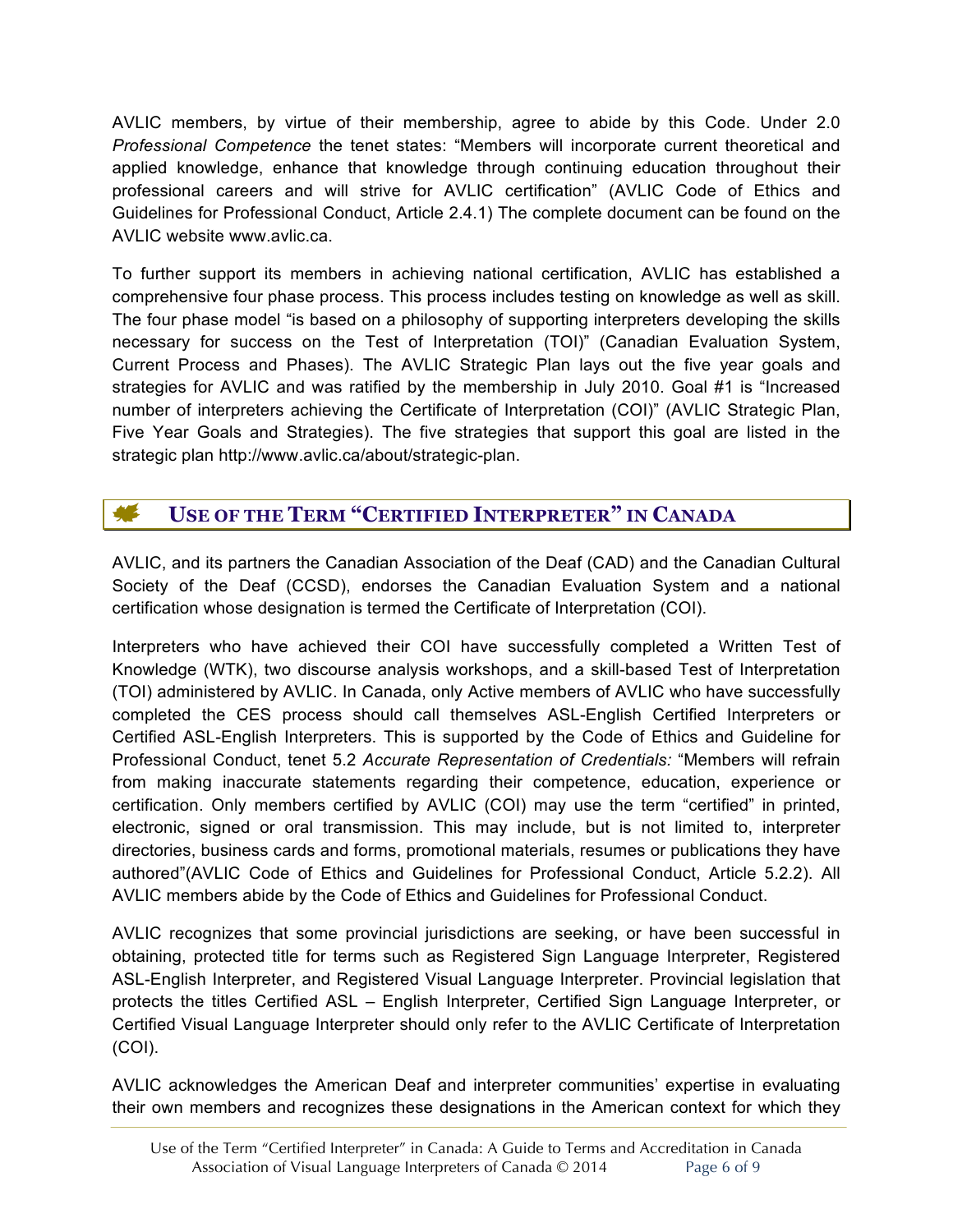AVLIC members, by virtue of their membership, agree to abide by this Code. Under 2.0 *Professional Competence* the tenet states: "Members will incorporate current theoretical and applied knowledge, enhance that knowledge through continuing education throughout their professional careers and will strive for AVLIC certification" (AVLIC Code of Ethics and Guidelines for Professional Conduct, Article 2.4.1) The complete document can be found on the AVLIC website www.avlic.ca.

To further support its members in achieving national certification, AVLIC has established a comprehensive four phase process. This process includes testing on knowledge as well as skill. The four phase model "is based on a philosophy of supporting interpreters developing the skills necessary for success on the Test of Interpretation (TOI)" (Canadian Evaluation System, Current Process and Phases). The AVLIC Strategic Plan lays out the five year goals and strategies for AVLIC and was ratified by the membership in July 2010. Goal #1 is "Increased number of interpreters achieving the Certificate of Interpretation (COI)" (AVLIC Strategic Plan, Five Year Goals and Strategies). The five strategies that support this goal are listed in the strategic plan http://www.avlic.ca/about/strategic-plan.

## USE OF THE TERM "CERTIFIED INTERPRETER" IN CANADA

AVLIC, and its partners the Canadian Association of the Deaf (CAD) and the Canadian Cultural Society of the Deaf (CCSD), endorses the Canadian Evaluation System and a national certification whose designation is termed the Certificate of Interpretation (COI).

Interpreters who have achieved their COI have successfully completed a Written Test of Knowledge (WTK), two discourse analysis workshops, and a skill-based Test of Interpretation (TOI) administered by AVLIC. In Canada, only Active members of AVLIC who have successfully completed the CES process should call themselves ASL-English Certified Interpreters or Certified ASL-English Interpreters. This is supported by the Code of Ethics and Guideline for Professional Conduct, tenet 5.2 *Accurate Representation of Credentials:* "Members will refrain from making inaccurate statements regarding their competence, education, experience or certification. Only members certified by AVLIC (COI) may use the term "certified" in printed, electronic, signed or oral transmission. This may include, but is not limited to, interpreter directories, business cards and forms, promotional materials, resumes or publications they have authored"(AVLIC Code of Ethics and Guidelines for Professional Conduct, Article 5.2.2). All AVLIC members abide by the Code of Ethics and Guidelines for Professional Conduct.

AVLIC recognizes that some provincial jurisdictions are seeking, or have been successful in obtaining, protected title for terms such as Registered Sign Language Interpreter, Registered ASL-English Interpreter, and Registered Visual Language Interpreter. Provincial legislation that protects the titles Certified ASL – English Interpreter, Certified Sign Language Interpreter, or Certified Visual Language Interpreter should only refer to the AVLIC Certificate of Interpretation (COI).

AVLIC acknowledges the American Deaf and interpreter communities' expertise in evaluating their own members and recognizes these designations in the American context for which they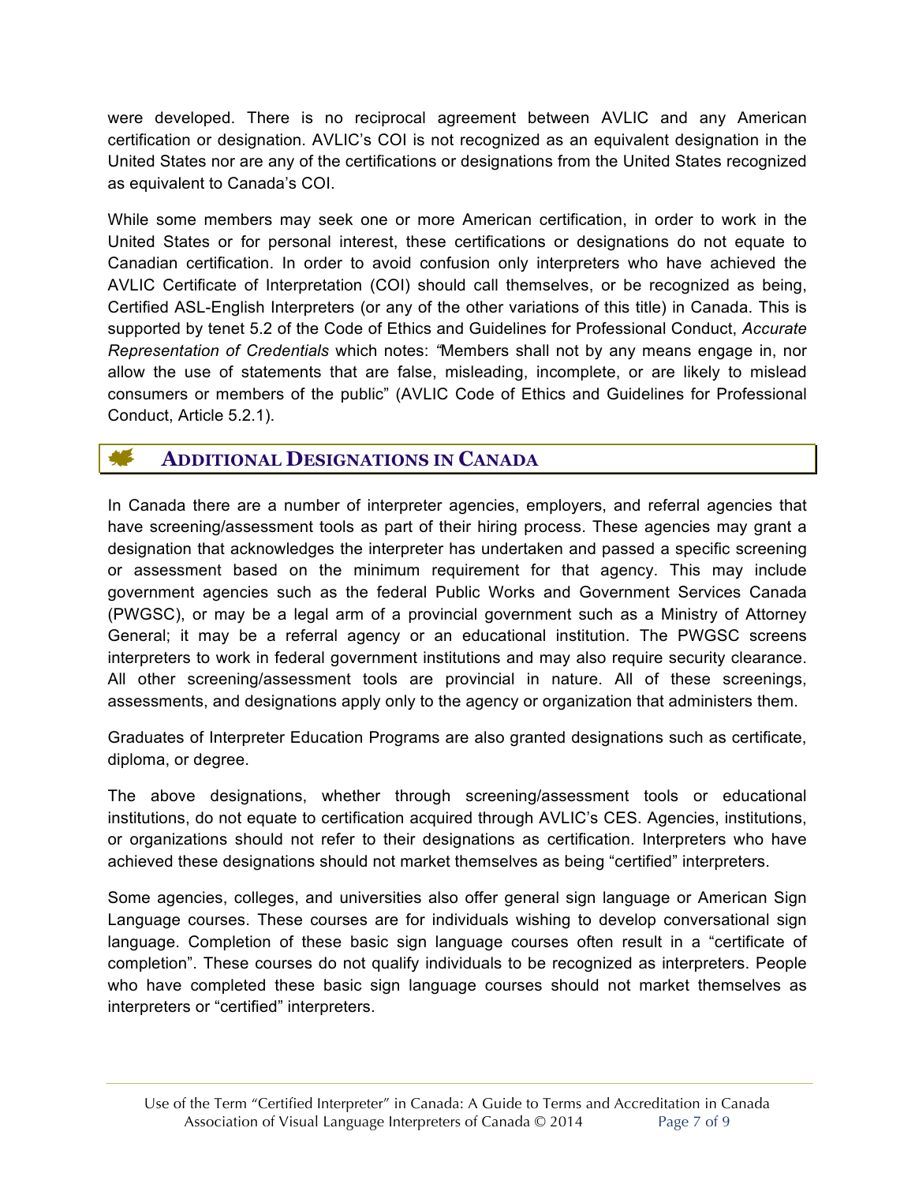were developed. There is no reciprocal agreement between AVLIC and any American certification or designation. AVLIC's COI is not recognized as an equivalent designation in the United States nor are any of the certifications or designations from the United States recognized as equivalent to Canada's COI.

While some members may seek one or more American certification, in order to work in the United States or for personal interest, these certifications or designations do not equate to Canadian certification. In order to avoid confusion only interpreters who have achieved the AVLIC Certificate of Interpretation (COI) should call themselves, or be recognized as being, Certified ASL-English Interpreters (or any of the other variations of this title) in Canada. This is supported by tenet 5.2 of the Code of Ethics and Guidelines for Professional Conduct, *Accurate Representation of Credentials* which notes: "Members shall not by any means engage in, nor allow the use of statements that are false, misleading, incomplete, or are likely to mislead consumers or members of the public" (AVLIC Code of Ethics and Guidelines for Professional Conduct, Article 5.2.1).

## Additional Designations in Canada

In Canada there are a number of interpreter agencies, employers, and referral agencies that have screening/assessment tools as part of their hiring process. These agencies may grant a designation that acknowledges the interpreter has undertaken and passed a specific screening or assessment based on the minimum requirement for that agency. This may include government agencies such as the federal Public Works and Government Services Canada (PWGSC), or may be a legal arm of a provincial government such as a Ministry of Attorney General; it may be a referral agency or an educational institution. The PWGSC screens interpreters to work in federal government institutions and may also require security clearance. All other screening/assessment tools are provincial in nature. All of these screenings, assessments, and designations apply only to the agency or organization that administers them.

Graduates of Interpreter Education Programs are also granted designations such as certificate, diploma, or degree.

The above designations, whether through screening/assessment tools or educational institutions, do not equate to certification acquired through AVLIC's CES. Agencies, institutions, or organizations should not refer to their designations as certification. Interpreters who have achieved these designations should not market themselves as being "certified" interpreters.

Some agencies, colleges, and universities also offer general sign language or American Sign Language courses. These courses are for individuals wishing to develop conversational sign language. Completion of these basic sign language courses often result in a "certificate of completion". These courses do not qualify individuals to be recognized as interpreters. People who have completed these basic sign language courses should not market themselves as interpreters or "certified" interpreters.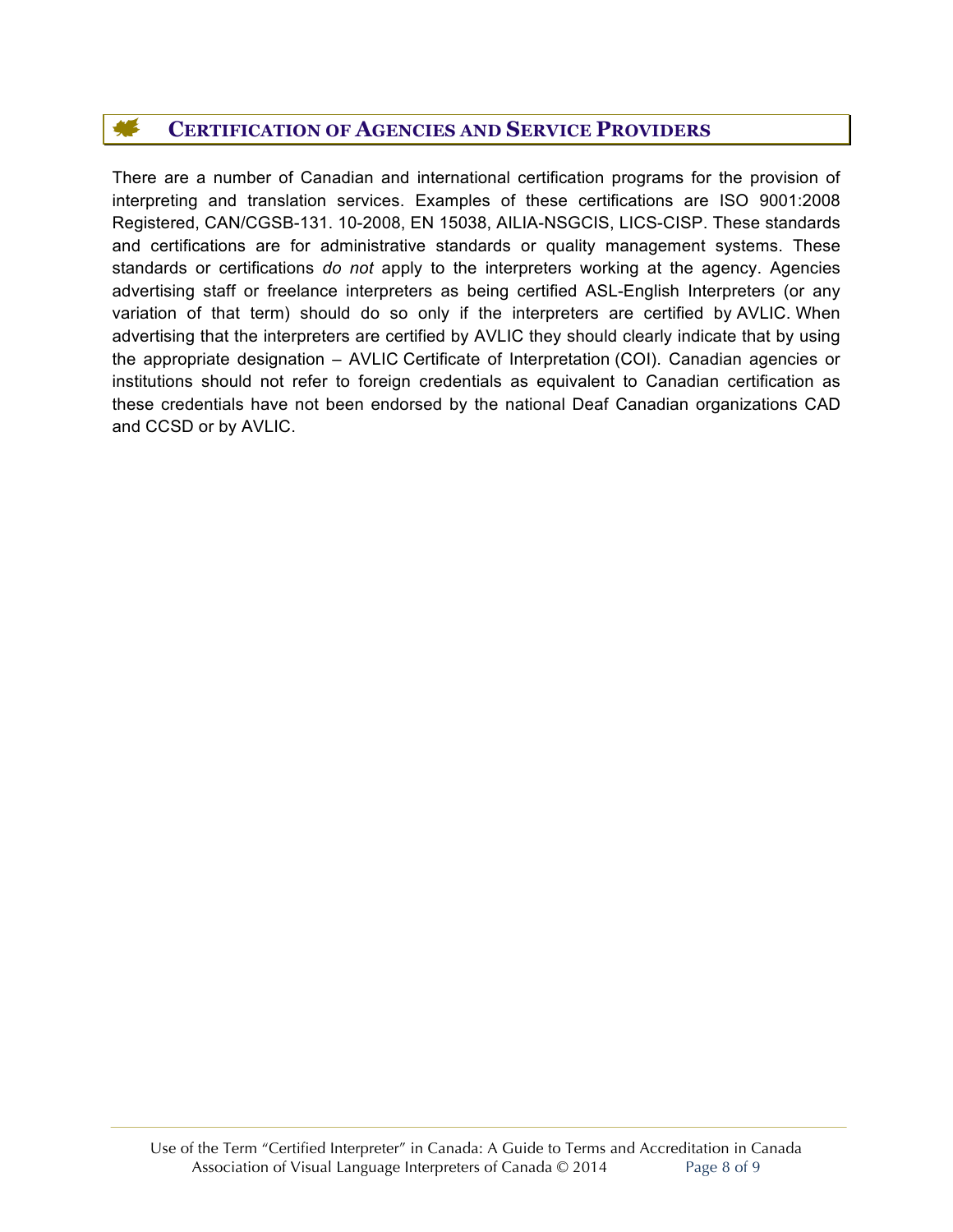## CERTIFICATION OF AGENCIES AND SERVICE PROVIDERS

There are a number of Canadian and international certification programs for the provision of interpreting and translation services. Examples of these certifications are ISO 9001:2008 Registered, CAN/CGSB-131. 10-2008, EN 15038, AILIA-NSGCIS, LICS-CISP. These standards and certifications are for administrative standards or quality management systems. These standards or certifications *do not* apply to the interpreters working at the agency. Agencies advertising staff or freelance interpreters as being certified ASL-English Interpreters (or any variation of that term) should do so only if the interpreters are certified by AVLIC. When advertising that the interpreters are certified by AVLIC they should clearly indicate that by using the appropriate designation – AVLIC Certificate of Interpretation (COI). Canadian agencies or institutions should not refer to foreign credentials as equivalent to Canadian certification as these credentials have not been endorsed by the national Deaf Canadian organizations CAD and CCSD or by AVLIC.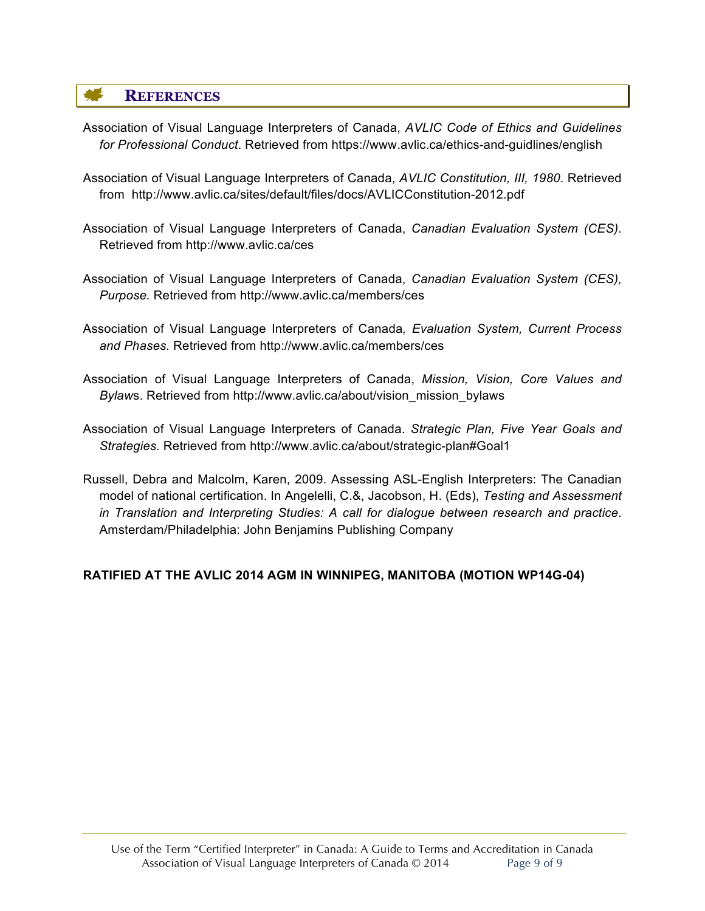## REFERENCES

Association of Visual Language Interpreters of Canada, *AVLIC Code of Ethics and Guidelines for Professional Conduct*. Retrieved from https://www.avlic.ca/ethics-and-guidlines/english

Association of Visual Language Interpreters of Canada, *AVLIC Constitution, III, 1980*. Retrieved from http://www.avlic.ca/sites/default/files/docs/AVLICConstitution-2012.pdf

Association of Visual Language Interpreters of Canada, *Canadian Evaluation System (CES)*. Retrieved from http://www.avlic.ca/ces

Association of Visual Language Interpreters of Canada, *Canadian Evaluation System (CES), Purpose*. Retrieved from http://www.avlic.ca/members/ces

Association of Visual Language Interpreters of Canada*, Evaluation System, Current Process and Phases.* Retrieved from http://www.avlic.ca/members/ces

Association of Visual Language Interpreters of Canada, *Mission, Vision, Core Values and Bylaw*s. Retrieved from http://www.avlic.ca/about/vision_mission_bylaws

Association of Visual Language Interpreters of Canada. *Strategic Plan, Five Year Goals and Strategies.* Retrieved from http://www.avlic.ca/about/strategic-plan#Goal1

Russell, Debra and Malcolm, Karen, 2009. Assessing ASL-English Interpreters: The Canadian model of national certification. In Angelelli, C.&, Jacobson, H. (Eds), *Testing and Assessment in Translation and Interpreting Studies: A call for dialogue between research and practice*. Amsterdam/Philadelphia: John Benjamins Publishing Company

**RATIFIED AT THE AVLIC 2014 AGM IN WINNIPEG, MANITOBA (MOTION WP14G-04)**